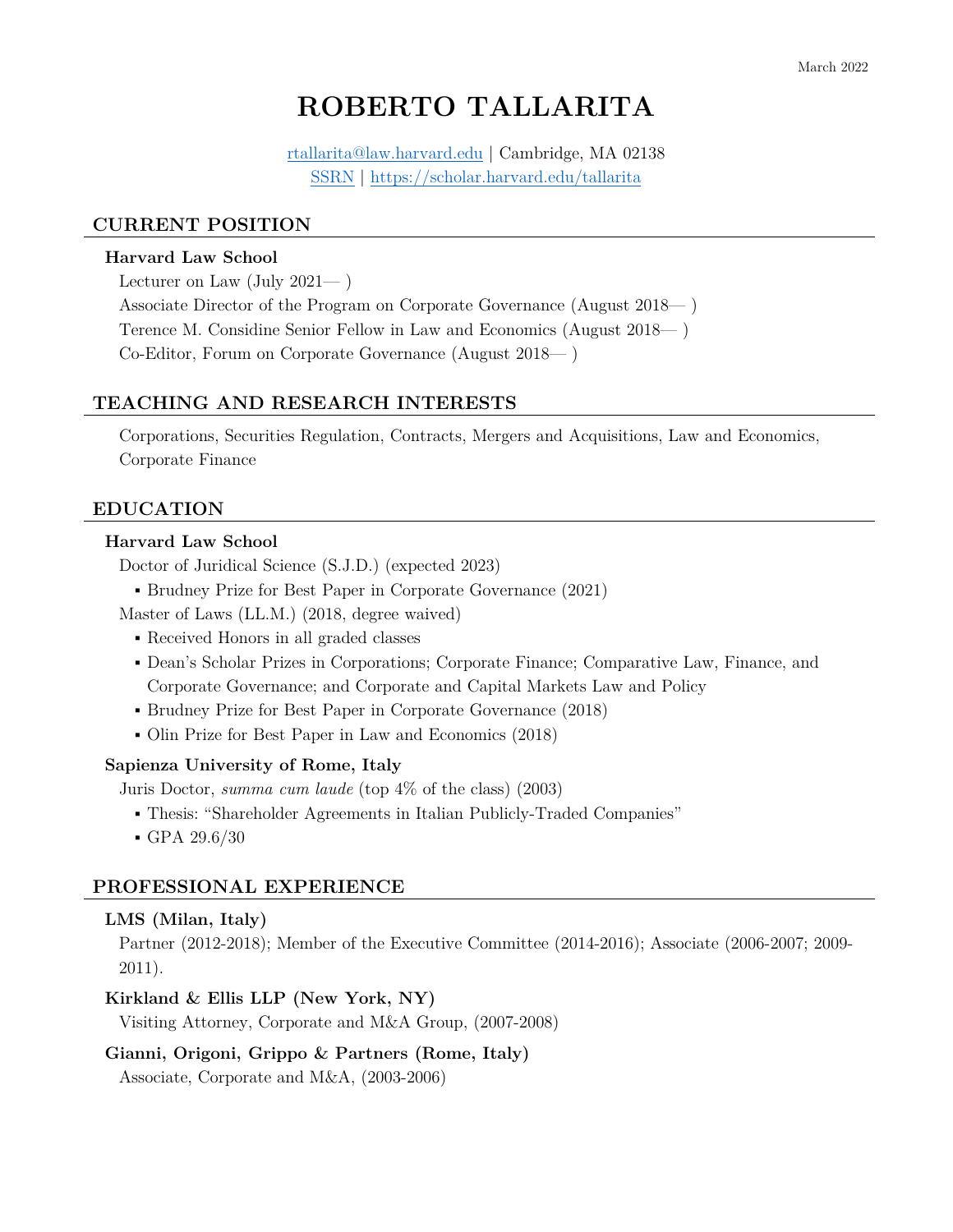March 2022

# ROBERTO TALLARITA

rtallarita@law.harvard.edu | Cambridge, MA 02138
SSRN | https://scholar.harvard.edu/tallarita

## CURRENT POSITION

**Harvard Law School**

Lecturer on Law (July 2021— )

Associate Director of the Program on Corporate Governance (August 2018— )

Terence M. Considine Senior Fellow in Law and Economics (August 2018— )

Co-Editor, Forum on Corporate Governance (August 2018— )

## TEACHING AND RESEARCH INTERESTS

Corporations, Securities Regulation, Contracts, Mergers and Acquisitions, Law and Economics, Corporate Finance

## EDUCATION

**Harvard Law School**

Doctor of Juridical Science (S.J.D.) (expected 2023)

- Brudney Prize for Best Paper in Corporate Governance (2021)

Master of Laws (LL.M.) (2018, degree waived)

- Received Honors in all graded classes
- Dean's Scholar Prizes in Corporations; Corporate Finance; Comparative Law, Finance, and Corporate Governance; and Corporate and Capital Markets Law and Policy
- Brudney Prize for Best Paper in Corporate Governance (2018)
- Olin Prize for Best Paper in Law and Economics (2018)

**Sapienza University of Rome, Italy**

Juris Doctor, *summa cum laude* (top 4% of the class) (2003)

- Thesis: "Shareholder Agreements in Italian Publicly-Traded Companies"
- GPA 29.6/30

## PROFESSIONAL EXPERIENCE

**LMS (Milan, Italy)**

Partner (2012-2018); Member of the Executive Committee (2014-2016); Associate (2006-2007; 2009-2011).

**Kirkland & Ellis LLP (New York, NY)**

Visiting Attorney, Corporate and M&A Group, (2007-2008)

**Gianni, Origoni, Grippo & Partners (Rome, Italy)**

Associate, Corporate and M&A, (2003-2006)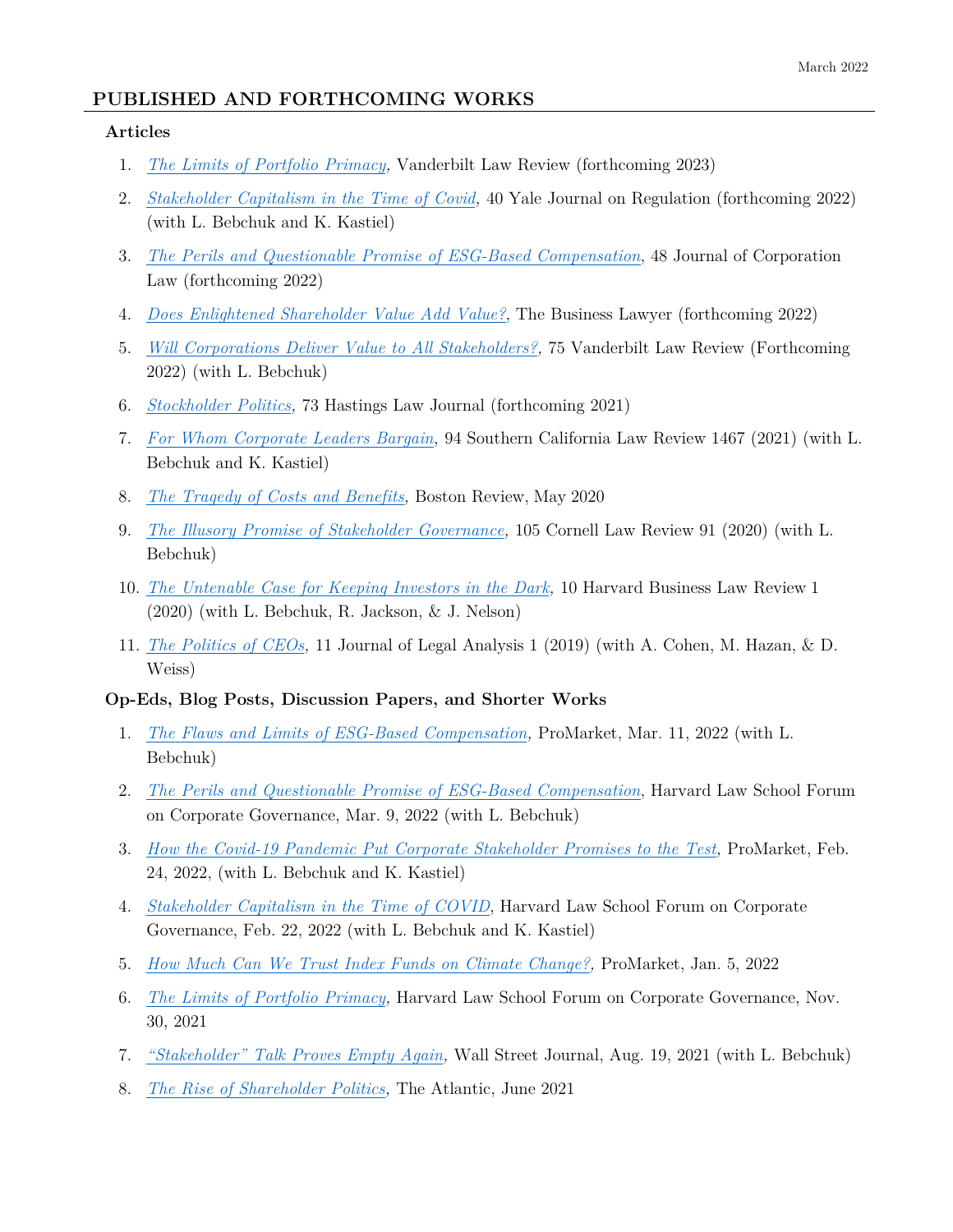March 2022

## PUBLISHED AND FORTHCOMING WORKS

### Articles

1. *The Limits of Portfolio Primacy*, Vanderbilt Law Review (forthcoming 2023)
2. *Stakeholder Capitalism in the Time of Covid*, 40 Yale Journal on Regulation (forthcoming 2022) (with L. Bebchuk and K. Kastiel)
3. *The Perils and Questionable Promise of ESG-Based Compensation*, 48 Journal of Corporation Law (forthcoming 2022)
4. *Does Enlightened Shareholder Value Add Value?*, The Business Lawyer (forthcoming 2022)
5. *Will Corporations Deliver Value to All Stakeholders?*, 75 Vanderbilt Law Review (Forthcoming 2022) (with L. Bebchuk)
6. *Stockholder Politics*, 73 Hastings Law Journal (forthcoming 2021)
7. *For Whom Corporate Leaders Bargain*, 94 Southern California Law Review 1467 (2021) (with L. Bebchuk and K. Kastiel)
8. *The Tragedy of Costs and Benefits*, Boston Review, May 2020
9. *The Illusory Promise of Stakeholder Governance*, 105 Cornell Law Review 91 (2020) (with L. Bebchuk)
10. *The Untenable Case for Keeping Investors in the Dark*, 10 Harvard Business Law Review 1 (2020) (with L. Bebchuk, R. Jackson, & J. Nelson)
11. *The Politics of CEOs*, 11 Journal of Legal Analysis 1 (2019) (with A. Cohen, M. Hazan, & D. Weiss)

### Op-Eds, Blog Posts, Discussion Papers, and Shorter Works

1. *The Flaws and Limits of ESG-Based Compensation*, ProMarket, Mar. 11, 2022 (with L. Bebchuk)
2. *The Perils and Questionable Promise of ESG-Based Compensation*, Harvard Law School Forum on Corporate Governance, Mar. 9, 2022 (with L. Bebchuk)
3. *How the Covid-19 Pandemic Put Corporate Stakeholder Promises to the Test*, ProMarket, Feb. 24, 2022, (with L. Bebchuk and K. Kastiel)
4. *Stakeholder Capitalism in the Time of COVID*, Harvard Law School Forum on Corporate Governance, Feb. 22, 2022 (with L. Bebchuk and K. Kastiel)
5. *How Much Can We Trust Index Funds on Climate Change?*, ProMarket, Jan. 5, 2022
6. *The Limits of Portfolio Primacy*, Harvard Law School Forum on Corporate Governance, Nov. 30, 2021
7. *"Stakeholder" Talk Proves Empty Again*, Wall Street Journal, Aug. 19, 2021 (with L. Bebchuk)
8. *The Rise of Shareholder Politics*, The Atlantic, June 2021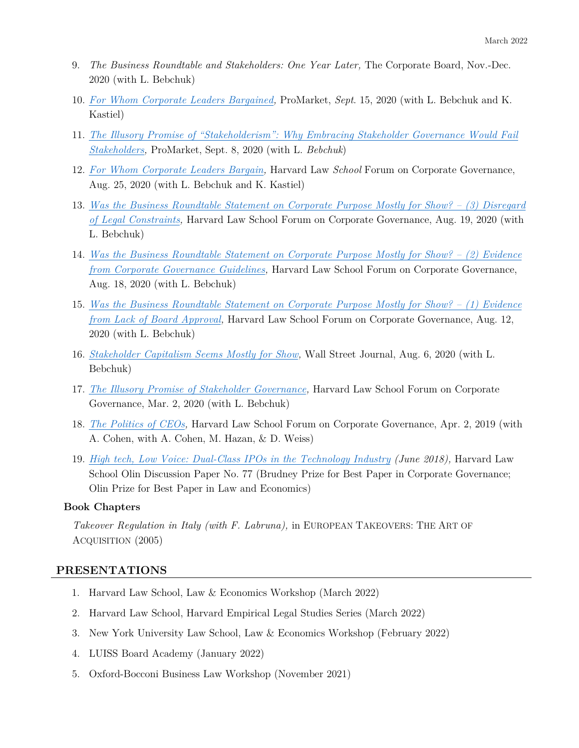9. *The Business Roundtable and Stakeholders: One Year Later,* The Corporate Board, Nov.-Dec. 2020 (with L. Bebchuk)

10. *For Whom Corporate Leaders Bargained*, ProMarket, *Sept*. 15, 2020 (with L. Bebchuk and K. Kastiel)

11. *The Illusory Promise of "Stakeholderism": Why Embracing Stakeholder Governance Would Fail Stakeholders*, ProMarket, Sept. 8, 2020 (with L. *Bebchuk*)

12. *For Whom Corporate Leaders Bargain*, Harvard Law *School* Forum on Corporate Governance, Aug. 25, 2020 (with L. Bebchuk and K. Kastiel)

13. *Was the Business Roundtable Statement on Corporate Purpose Mostly for Show? – (3) Disregard of Legal Constraints*, Harvard Law School Forum on Corporate Governance, Aug. 19, 2020 (with L. Bebchuk)

14. *Was the Business Roundtable Statement on Corporate Purpose Mostly for Show? – (2) Evidence from Corporate Governance Guidelines*, Harvard Law School Forum on Corporate Governance, Aug. 18, 2020 (with L. Bebchuk)

15. *Was the Business Roundtable Statement on Corporate Purpose Mostly for Show? – (1) Evidence from Lack of Board Approval*, Harvard Law School Forum on Corporate Governance, Aug. 12, 2020 (with L. Bebchuk)

16. *Stakeholder Capitalism Seems Mostly for Show*, Wall Street Journal, Aug. 6, 2020 (with L. Bebchuk)

17. *The Illusory Promise of Stakeholder Governance*, Harvard Law School Forum on Corporate Governance, Mar. 2, 2020 (with L. Bebchuk)

18. *The Politics of CEOs*, Harvard Law School Forum on Corporate Governance, Apr. 2, 2019 (with A. Cohen, with A. Cohen, M. Hazan, & D. Weiss)

19. *High tech, Low Voice: Dual-Class IPOs in the Technology Industry (June 2018),* Harvard Law School Olin Discussion Paper No. 77 (Brudney Prize for Best Paper in Corporate Governance; Olin Prize for Best Paper in Law and Economics)

**Book Chapters**

*Takeover Regulation in Italy (with F. Labruna),* in EUROPEAN TAKEOVERS: THE ART OF ACQUISITION (2005)

## PRESENTATIONS

1. Harvard Law School, Law & Economics Workshop (March 2022)
2. Harvard Law School, Harvard Empirical Legal Studies Series (March 2022)
3. New York University Law School, Law & Economics Workshop (February 2022)
4. LUISS Board Academy (January 2022)
5. Oxford-Bocconi Business Law Workshop (November 2021)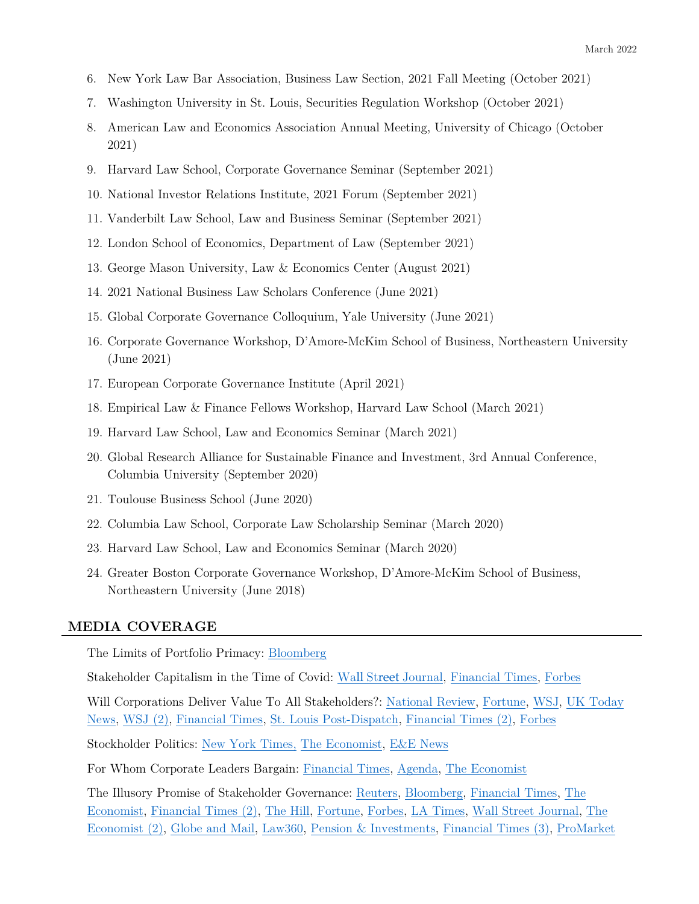6. New York Law Bar Association, Business Law Section, 2021 Fall Meeting (October 2021)
7. Washington University in St. Louis, Securities Regulation Workshop (October 2021)
8. American Law and Economics Association Annual Meeting, University of Chicago (October 2021)
9. Harvard Law School, Corporate Governance Seminar (September 2021)
10. National Investor Relations Institute, 2021 Forum (September 2021)
11. Vanderbilt Law School, Law and Business Seminar (September 2021)
12. London School of Economics, Department of Law (September 2021)
13. George Mason University, Law & Economics Center (August 2021)
14. 2021 National Business Law Scholars Conference (June 2021)
15. Global Corporate Governance Colloquium, Yale University (June 2021)
16. Corporate Governance Workshop, D'Amore-McKim School of Business, Northeastern University (June 2021)
17. European Corporate Governance Institute (April 2021)
18. Empirical Law & Finance Fellows Workshop, Harvard Law School (March 2021)
19. Harvard Law School, Law and Economics Seminar (March 2021)
20. Global Research Alliance for Sustainable Finance and Investment, 3rd Annual Conference, Columbia University (September 2020)
21. Toulouse Business School (June 2020)
22. Columbia Law School, Corporate Law Scholarship Seminar (March 2020)
23. Harvard Law School, Law and Economics Seminar (March 2020)
24. Greater Boston Corporate Governance Workshop, D'Amore-McKim School of Business, Northeastern University (June 2018)

## MEDIA COVERAGE

The Limits of Portfolio Primacy: Bloomberg

Stakeholder Capitalism in the Time of Covid: Wall Street Journal, Financial Times, Forbes

Will Corporations Deliver Value To All Stakeholders?: National Review, Fortune, WSJ, UK Today News, WSJ (2), Financial Times, St. Louis Post-Dispatch, Financial Times (2), Forbes

Stockholder Politics: New York Times, The Economist, E&E News

For Whom Corporate Leaders Bargain: Financial Times, Agenda, The Economist

The Illusory Promise of Stakeholder Governance: Reuters, Bloomberg, Financial Times, The Economist, Financial Times (2), The Hill, Fortune, Forbes, LA Times, Wall Street Journal, The Economist (2), Globe and Mail, Law360, Pension & Investments, Financial Times (3), ProMarket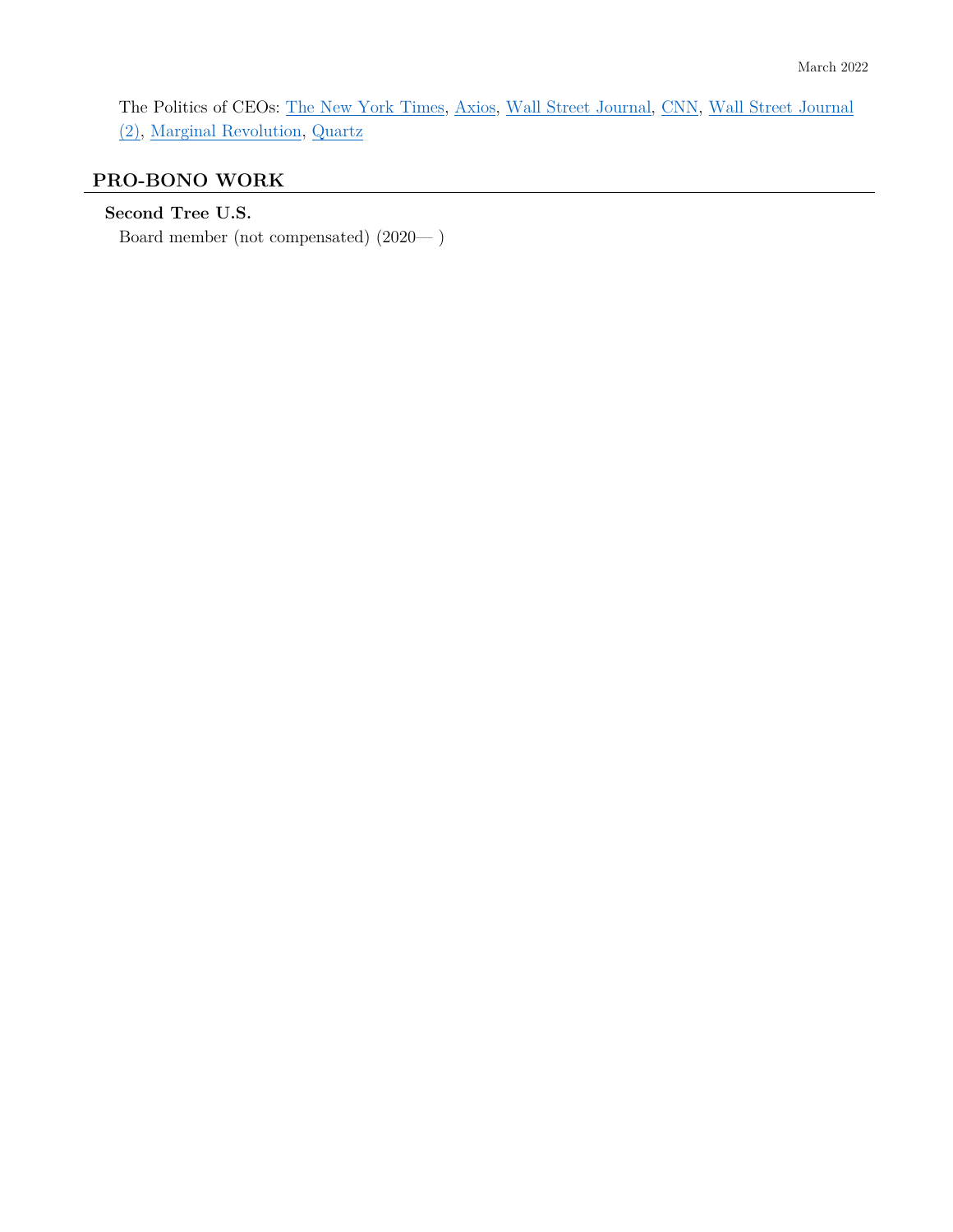The Politics of CEOs: The New York Times, Axios, Wall Street Journal, CNN, Wall Street Journal (2), Marginal Revolution, Quartz

## PRO-BONO WORK

**Second Tree U.S.**

Board member (not compensated) (2020— )